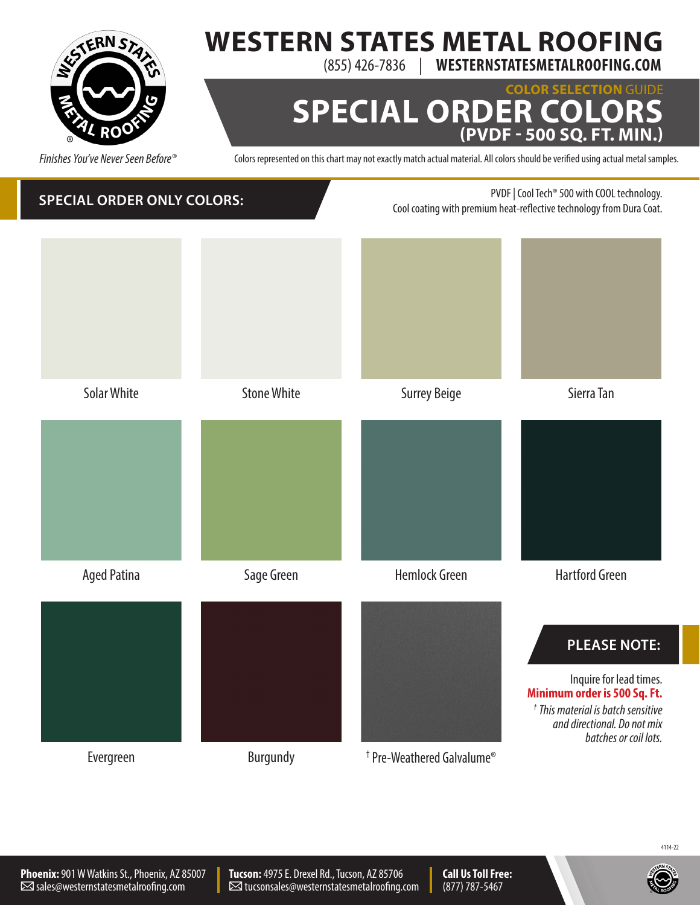# WESTERN STATES METAL ROOFING

(855) 426-7836 | **WESTERNSTATESMETALROOFING.COM**

*Finishes You've Never Seen Before®*

**COLOR SELECTION GUIDE**

# SPECIAL ORDER COLORS
## (PVDF - 500 SQ. FT. MIN.)

Colors represented on this chart may not exactly match actual material. All colors should be verified using actual metal samples.

## SPECIAL ORDER ONLY COLORS:

PVDF | Cool Tech® 500 with COOL technology.
Cool coating with premium heat-reflective technology from Dura Coat.

Solar White

Stone White

Surrey Beige

Sierra Tan

Aged Patina

Sage Green

Hemlock Green

Hartford Green

Evergreen

Burgundy

† Pre-Weathered Galvalume®

## PLEASE NOTE:

Inquire for lead times.

**Minimum order is 500 Sq. Ft.**

*† This material is batch sensitive and directional. Do not mix batches or coil lots.*

4114-22

**Phoenix:** 901 W Watkins St., Phoenix, AZ 85007
sales@westernstatesmetalroofing.com

**Tucson:** 4975 E. Drexel Rd., Tucson, AZ 85706
tucsonsales@westernstatesmetalroofing.com

**Call Us Toll Free:**
(877) 787-5467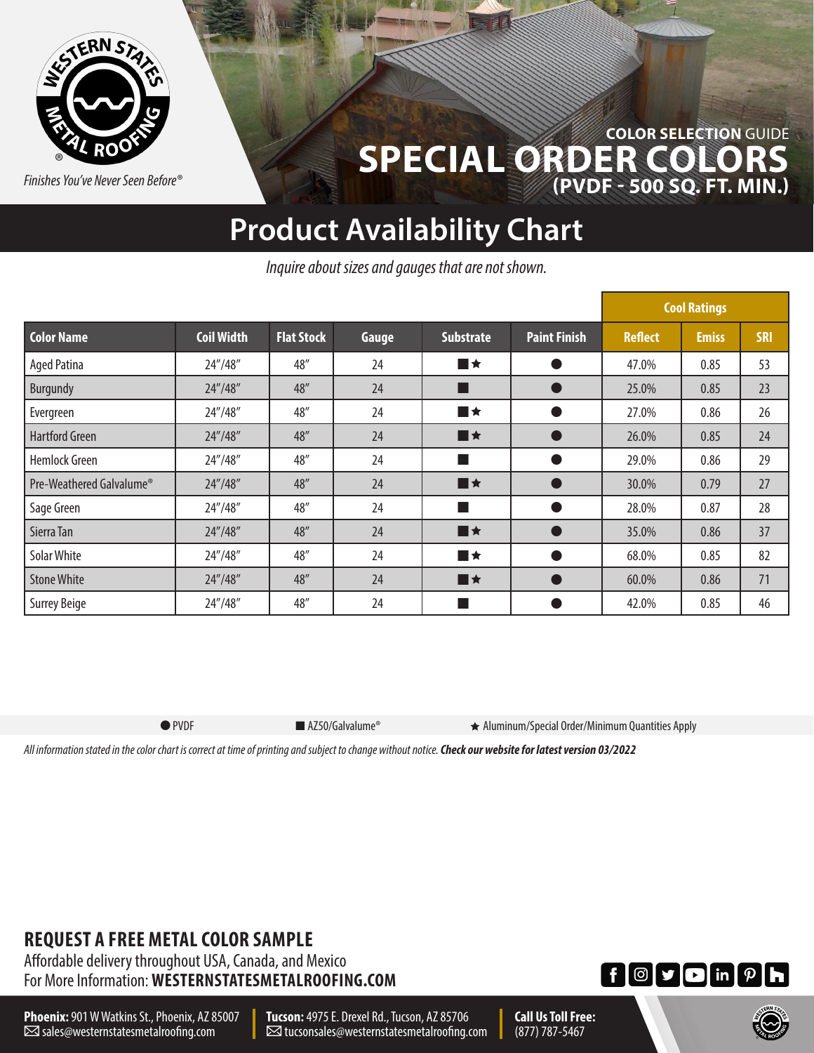Finishes You've Never Seen Before®

COLOR SELECTION GUIDE

# SPECIAL ORDER COLORS

**(PVDF - 500 SQ. FT. MIN.)**

## Product Availability Chart

*Inquire about sizes and gauges that are not shown.*

| | | | | | | Cool Ratings | | |
|---|---|---|---|---|---|---|---|---|
| **Color Name** | **Coil Width** | **Flat Stock** | **Gauge** | **Substrate** | **Paint Finish** | **Reflect** | **Emiss** | **SRI** |
| Aged Patina | 24″/48″ | 48″ | 24 | ■★ | ● | 47.0% | 0.85 | 53 |
| Burgundy | 24″/48″ | 48″ | 24 | ■ | ● | 25.0% | 0.85 | 23 |
| Evergreen | 24″/48″ | 48″ | 24 | ■★ | ● | 27.0% | 0.86 | 26 |
| Hartford Green | 24″/48″ | 48″ | 24 | ■★ | ● | 26.0% | 0.85 | 24 |
| Hemlock Green | 24″/48″ | 48″ | 24 | ■ | ● | 29.0% | 0.86 | 29 |
| Pre-Weathered Galvalume® | 24″/48″ | 48″ | 24 | ■★ | ● | 30.0% | 0.79 | 27 |
| Sage Green | 24″/48″ | 48″ | 24 | ■ | ● | 28.0% | 0.87 | 28 |
| Sierra Tan | 24″/48″ | 48″ | 24 | ■★ | ● | 35.0% | 0.86 | 37 |
| Solar White | 24″/48″ | 48″ | 24 | ■★ | ● | 68.0% | 0.85 | 82 |
| Stone White | 24″/48″ | 48″ | 24 | ■★ | ● | 60.0% | 0.86 | 71 |
| Surrey Beige | 24″/48″ | 48″ | 24 | ■ | ● | 42.0% | 0.85 | 46 |

● PVDF ■ AZ50/Galvalume® ★ Aluminum/Special Order/Minimum Quantities Apply

*All information stated in the color chart is correct at time of printing and subject to change without notice.* ***Check our website for latest version 03/2022***

## REQUEST A FREE METAL COLOR SAMPLE

Affordable delivery throughout USA, Canada, and Mexico

For More Information: **WESTERNSTATESMETALROOFING.COM**

**Phoenix:** 901 W Watkins St., Phoenix, AZ 85007
sales@westernstatesmetalroofing.com

**Tucson:** 4975 E. Drexel Rd., Tucson, AZ 85706
tucsonsales@westernstatesmetalroofing.com

**Call Us Toll Free:**
(877) 787-5467